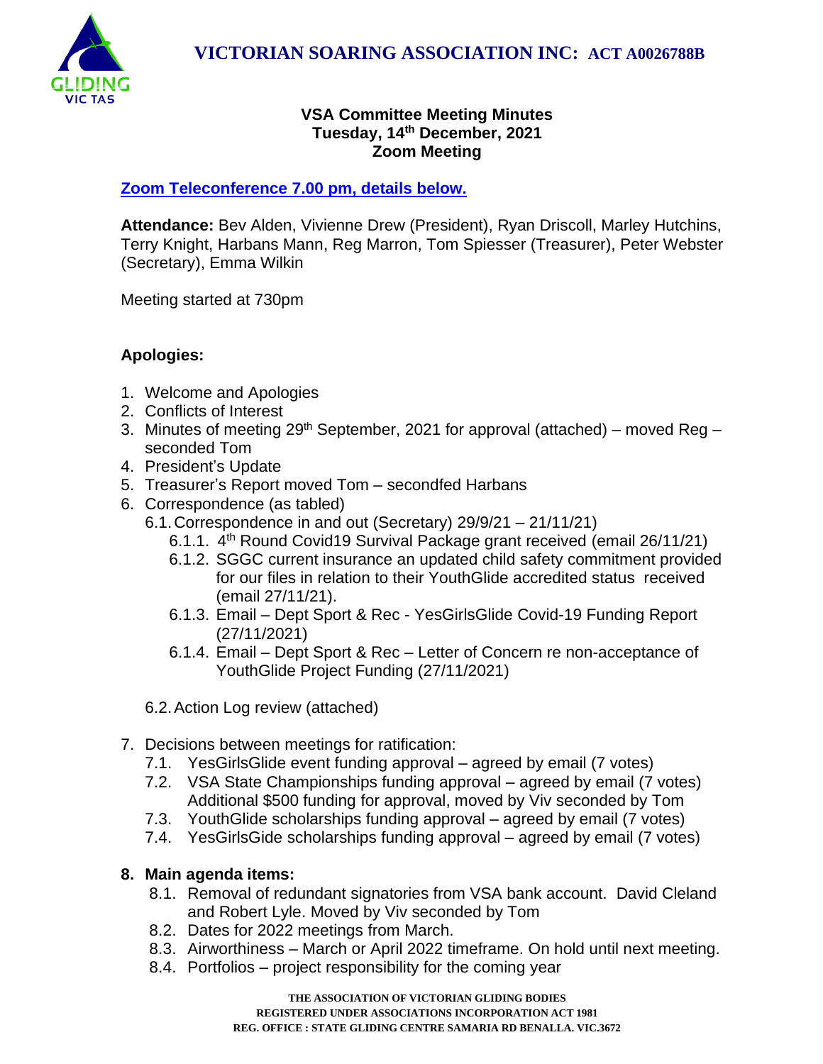# VICTORIAN SOARING ASSOCIATION INC: ACT A0026788B

**VSA Committee Meeting Minutes**
**Tuesday, 14th December, 2021**
**Zoom Meeting**

**Zoom Teleconference 7.00 pm, details below.**

**Attendance:** Bev Alden, Vivienne Drew (President), Ryan Driscoll, Marley Hutchins, Terry Knight, Harbans Mann, Reg Marron, Tom Spiesser (Treasurer), Peter Webster (Secretary), Emma Wilkin

Meeting started at 730pm

**Apologies:**

1. Welcome and Apologies
2. Conflicts of Interest
3. Minutes of meeting 29th September, 2021 for approval (attached) – moved Reg – seconded Tom
4. President's Update
5. Treasurer's Report moved Tom – secondfed Harbans
6. Correspondence (as tabled)
   - 6.1. Correspondence in and out (Secretary) 29/9/21 – 21/11/21
     - 6.1.1. 4th Round Covid19 Survival Package grant received (email 26/11/21)
     - 6.1.2. SGGC current insurance an updated child safety commitment provided for our files in relation to their YouthGlide accredited status received (email 27/11/21).
     - 6.1.3. Email – Dept Sport & Rec - YesGirlsGlide Covid-19 Funding Report (27/11/2021)
     - 6.1.4. Email – Dept Sport & Rec – Letter of Concern re non-acceptance of YouthGlide Project Funding (27/11/2021)
   - 6.2. Action Log review (attached)
7. Decisions between meetings for ratification:
   - 7.1. YesGirlsGlide event funding approval – agreed by email (7 votes)
   - 7.2. VSA State Championships funding approval – agreed by email (7 votes) Additional $500 funding for approval, moved by Viv seconded by Tom
   - 7.3. YouthGlide scholarships funding approval – agreed by email (7 votes)
   - 7.4. YesGirlsGide scholarships funding approval – agreed by email (7 votes)

**8. Main agenda items:**

- 8.1. Removal of redundant signatories from VSA bank account. David Cleland and Robert Lyle. Moved by Viv seconded by Tom
- 8.2. Dates for 2022 meetings from March.
- 8.3. Airworthiness – March or April 2022 timeframe. On hold until next meeting.
- 8.4. Portfolios – project responsibility for the coming year

THE ASSOCIATION OF VICTORIAN GLIDING BODIES
REGISTERED UNDER ASSOCIATIONS INCORPORATION ACT 1981
REG. OFFICE : STATE GLIDING CENTRE SAMARIA RD BENALLA. VIC.3672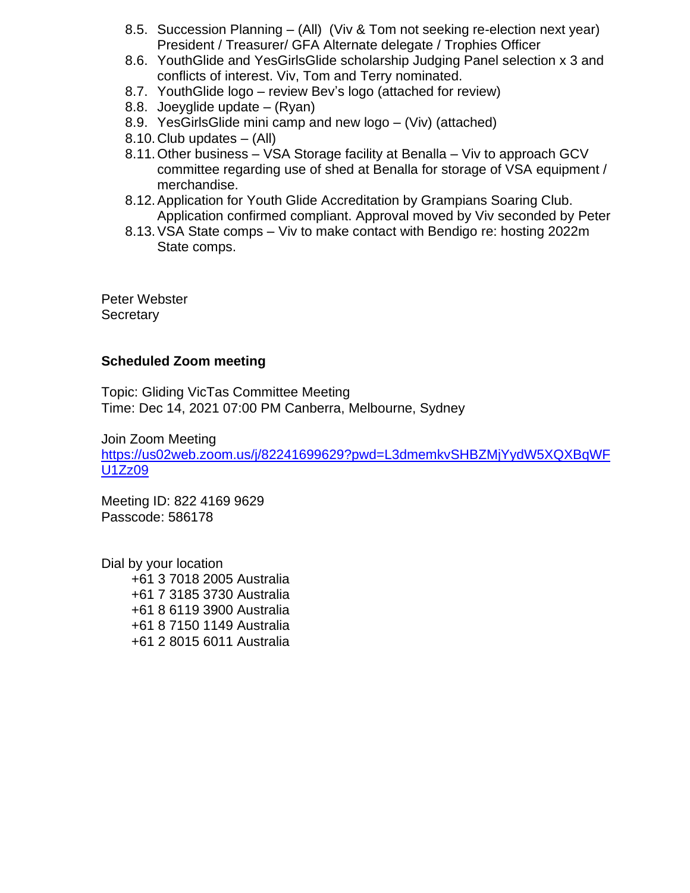8.5. Succession Planning – (All) (Viv & Tom not seeking re-election next year) President / Treasurer/ GFA Alternate delegate / Trophies Officer

8.6. YouthGlide and YesGirlsGlide scholarship Judging Panel selection x 3 and conflicts of interest. Viv, Tom and Terry nominated.

8.7. YouthGlide logo – review Bev's logo (attached for review)

8.8. Joeyglide update – (Ryan)

8.9. YesGirlsGlide mini camp and new logo – (Viv) (attached)

8.10. Club updates – (All)

8.11. Other business – VSA Storage facility at Benalla – Viv to approach GCV committee regarding use of shed at Benalla for storage of VSA equipment / merchandise.

8.12. Application for Youth Glide Accreditation by Grampians Soaring Club. Application confirmed compliant. Approval moved by Viv seconded by Peter

8.13. VSA State comps – Viv to make contact with Bendigo re: hosting 2022m State comps.

Peter Webster
Secretary

**Scheduled Zoom meeting**

Topic: Gliding VicTas Committee Meeting
Time: Dec 14, 2021 07:00 PM Canberra, Melbourne, Sydney

Join Zoom Meeting
https://us02web.zoom.us/j/82241699629?pwd=L3dmemkvSHBZMjYydW5XQXBqWFU1Zz09

Meeting ID: 822 4169 9629
Passcode: 586178

Dial by your location
+61 3 7018 2005 Australia
+61 7 3185 3730 Australia
+61 8 6119 3900 Australia
+61 8 7150 1149 Australia
+61 2 8015 6011 Australia